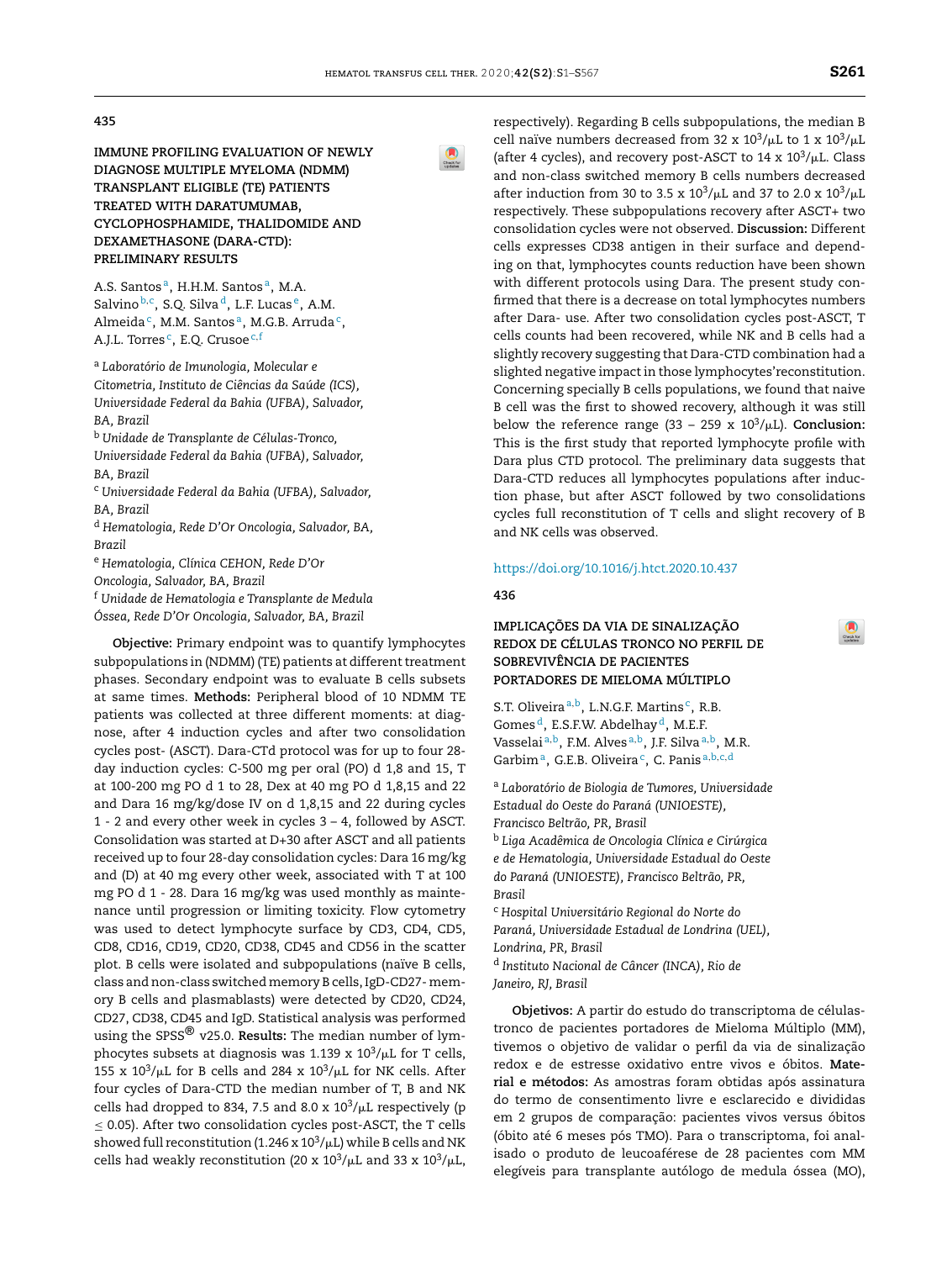435

## IMMUNE PROFILING EVALUATION OF NEWLY DIAGNOSE MULTIPLE MYELOMA (NDMM) TRANSPLANT ELIGIBLE (TE) PATIENTS TREATED WITH DARATUMUMAB, CYCLOPHOSPHAMIDE, THALIDOMIDE AND DEXAMETHASONE (DARA-CTD): PRELIMINARY RESULTS

A.S. Santos [a], H.H.M. Santos [a], M.A. Salvino [b,c], S.Q. Silva [d], L.F. Lucas [e], A.M. Almeida [c], M.M. Santos [a], M.G.B. Arruda [c], A.J.L. Torres [c], E.Q. Crusoe [c,f]

[a] *Laboratório de Imunologia, Molecular e Citometria, Instituto de Ciências da Saúde (ICS), Universidade Federal da Bahia (UFBA), Salvador, BA, Brazil*
[b] *Unidade de Transplante de Células-Tronco, Universidade Federal da Bahia (UFBA), Salvador, BA, Brazil*
[c] *Universidade Federal da Bahia (UFBA), Salvador, BA, Brazil*
[d] *Hematologia, Rede D'Or Oncologia, Salvador, BA, Brazil*
[e] *Hematologia, Clínica CEHON, Rede D'Or Oncologia, Salvador, BA, Brazil*
[f] *Unidade de Hematologia e Transplante de Medula Óssea, Rede D'Or Oncologia, Salvador, BA, Brazil*

**Objective:** Primary endpoint was to quantify lymphocytes subpopulations in (NDMM) (TE) patients at different treatment phases. Secondary endpoint was to evaluate B cells subsets at same times. **Methods:** Peripheral blood of 10 NDMM TE patients was collected at three different moments: at diagnose, after 4 induction cycles and after two consolidation cycles post- (ASCT). Dara-CTd protocol was for up to four 28-day induction cycles: C-500 mg per oral (PO) d 1,8 and 15, T at 100-200 mg PO d 1 to 28, Dex at 40 mg PO d 1,8,15 and 22 and Dara 16 mg/kg/dose IV on d 1,8,15 and 22 during cycles 1 - 2 and every other week in cycles 3 – 4, followed by ASCT. Consolidation was started at D+30 after ASCT and all patients received up to four 28-day consolidation cycles: Dara 16 mg/kg and (D) at 40 mg every other week, associated with T at 100 mg PO d 1 - 28. Dara 16 mg/kg was used monthly as maintenance until progression or limiting toxicity. Flow cytometry was used to detect lymphocyte surface by CD3, CD4, CD5, CD8, CD16, CD19, CD20, CD38, CD45 and CD56 in the scatter plot. B cells were isolated and subpopulations (naïve B cells, class and non-class switched memory B cells, IgD-CD27- memory B cells and plasmablasts) were detected by CD20, CD24, CD27, CD38, CD45 and IgD. Statistical analysis was performed using the SPSS® v25.0. **Results:** The median number of lymphocytes subsets at diagnosis was 1.139 x $10^3/\mu L$ for T cells, 155 x $10^3/\mu L$ for B cells and 284 x $10^3/\mu L$ for NK cells. After four cycles of Dara-CTD the median number of T, B and NK cells had dropped to 834, 7.5 and 8.0 x $10^3/\mu L$ respectively ($p \leq 0.05$). After two consolidation cycles post-ASCT, the T cells showed full reconstitution (1.246 x $10^3/\mu L$) while B cells and NK cells had weakly reconstitution (20 x $10^3/\mu L$ and 33 x $10^3/\mu L$, respectively). Regarding B cells subpopulations, the median B cell naïve numbers decreased from 32 x $10^3/\mu L$ to 1 x $10^3/\mu L$ (after 4 cycles), and recovery post-ASCT to 14 x $10^3/\mu L$. Class and non-class switched memory B cells numbers decreased after induction from 30 to 3.5 x $10^3/\mu L$ and 37 to 2.0 x $10^3/\mu L$ respectively. These subpopulations recovery after ASCT+ two consolidation cycles were not observed. **Discussion:** Different cells expresses CD38 antigen in their surface and depending on that, lymphocytes counts reduction have been shown with different protocols using Dara. The present study confirmed that there is a decrease on total lymphocytes numbers after Dara- use. After two consolidation cycles post-ASCT, T cells counts had been recovered, while NK and B cells had a slightly recovery suggesting that Dara-CTD combination had a slighted negative impact in those lymphocytes'reconstitution. Concerning specially B cells populations, we found that naive B cell was the first to showed recovery, although it was still below the reference range (33 – 259 x $10^3/\mu L$). **Conclusion:** This is the first study that reported lymphocyte profile with Dara plus CTD protocol. The preliminary data suggests that Dara-CTD reduces all lymphocytes populations after induction phase, but after ASCT followed by two consolidations cycles full reconstitution of T cells and slight recovery of B and NK cells was observed.

https://doi.org/10.1016/j.htct.2020.10.437

436

## IMPLICAÇÕES DA VIA DE SINALIZAÇÃO REDOX DE CÉLULAS TRONCO NO PERFIL DE SOBREVIVÊNCIA DE PACIENTES PORTADORES DE MIELOMA MÚLTIPLO

S.T. Oliveira [a,b], L.N.G.F. Martins [c], R.B. Gomes [d], E.S.F.W. Abdelhay [d], M.E.F. Vasselai [a,b], F.M. Alves [a,b], J.F. Silva [a,b], M.R. Garbim [a], G.E.B. Oliveira [c], C. Panis [a,b,c,d]

[a] *Laboratório de Biologia de Tumores, Universidade Estadual do Oeste do Paraná (UNIOESTE), Francisco Beltrão, PR, Brasil*
[b] *Liga Acadêmica de Oncologia Clínica e Cirúrgica e de Hematologia, Universidade Estadual do Oeste do Paraná (UNIOESTE), Francisco Beltrão, PR, Brasil*
[c] *Hospital Universitário Regional do Norte do Paraná, Universidade Estadual de Londrina (UEL), Londrina, PR, Brasil*
[d] *Instituto Nacional de Câncer (INCA), Rio de Janeiro, RJ, Brasil*

**Objetivos:** A partir do estudo do transcriptoma de células-tronco de pacientes portadores de Mieloma Múltiplo (MM), tivemos o objetivo de validar o perfil da via de sinalização redox e de estresse oxidativo entre vivos e óbitos. **Material e métodos:** As amostras foram obtidas após assinatura do termo de consentimento livre e esclarecido e divididas em 2 grupos de comparação: pacientes vivos versus óbitos (óbito até 6 meses pós TMO). Para o transcriptoma, foi analisado o produto de leucoaférese de 28 pacientes com MM elegíveis para transplante autólogo de medula óssea (MO),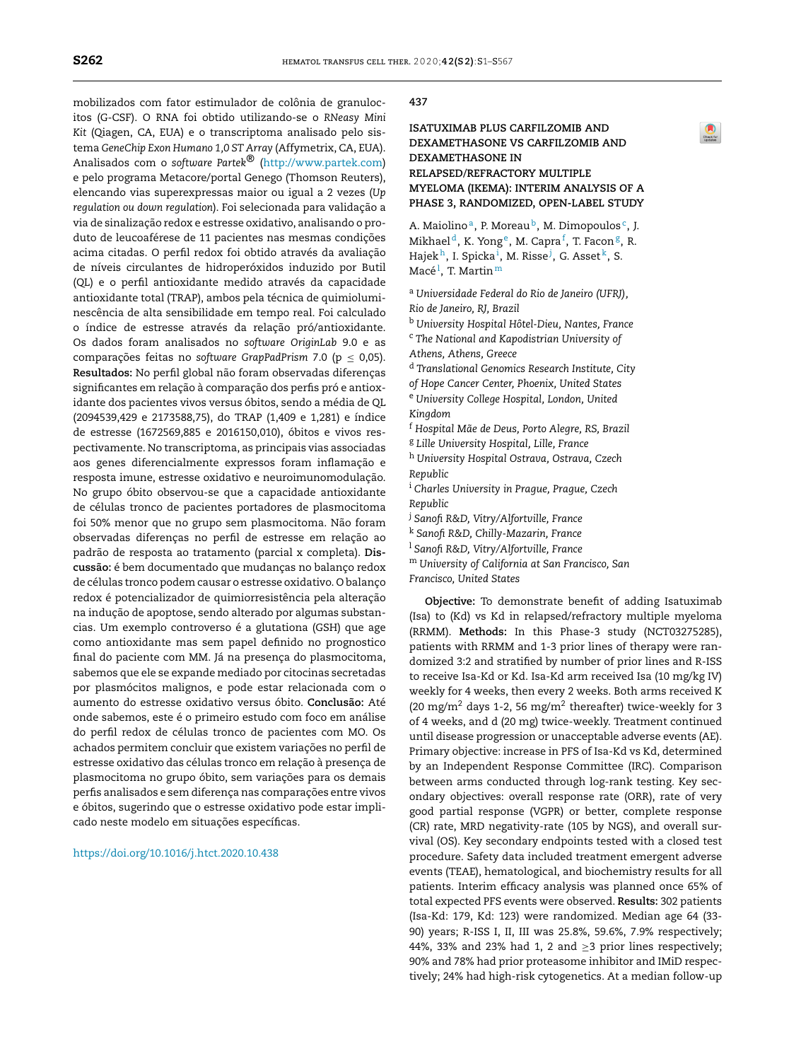mobilizados com fator estimulador de colônia de granulocitos (G-CSF). O RNA foi obtido utilizando-se o *RNeasy Mini Kit* (Qiagen, CA, EUA) e o transcriptoma analisado pelo sistema *GeneChip Exon Humano 1,0 ST Array* (Affymetrix, CA, EUA). Analisados com o *software Partek*® (http://www.partek.com) e pelo programa Metacore/portal Genego (Thomson Reuters), elencando vias superexpressas maior ou igual a 2 vezes (*Up regulation ou down regulation*). Foi selecionada para validação a via de sinalização redox e estresse oxidativo, analisando o produto de leucoaférese de 11 pacientes nas mesmas condições acima citadas. O perfil redox foi obtido através da avaliação de níveis circulantes de hidroperóxidos induzido por Butil (QL) e o perfil antioxidante medido através da capacidade antioxidante total (TRAP), ambos pela técnica de quimioluminescência de alta sensibilidade em tempo real. Foi calculado o índice de estresse através da relação pró/antioxidante. Os dados foram analisados no *software OriginLab* 9.0 e as comparações feitas no *software GrapPadPrism* 7.0 ($p \leq 0{,}05$). **Resultados:** No perfil global não foram observadas diferenças significantes em relação à comparação dos perfis pró e antioxidante dos pacientes vivos versus óbitos, sendo a média de QL (2094539,429 e 2173588,75), do TRAP (1,409 e 1,281) e índice de estresse (1672569,885 e 2016150,010), óbitos e vivos respectivamente. No transcriptoma, as principais vias associadas aos genes diferencialmente expressos foram inflamação e resposta imune, estresse oxidativo e neuroimunomodulação. No grupo óbito observou-se que a capacidade antioxidante de células tronco de pacientes portadores de plasmocitoma foi 50% menor que no grupo sem plasmocitoma. Não foram observadas diferenças no perfil de estresse em relação ao padrão de resposta ao tratamento (parcial x completa). **Discussão:** é bem documentado que mudanças no balanço redox de células tronco podem causar o estresse oxidativo. O balanço redox é potencializador de quimiorresistência pela alteração na indução de apoptose, sendo alterado por algumas substancias. Um exemplo controverso é a glutationa (GSH) que age como antioxidante mas sem papel definido no prognostico final do paciente com MM. Já na presença do plasmocitoma, sabemos que ele se expande mediado por citocinas secretadas por plasmócitos malignos, e pode estar relacionada com o aumento do estresse oxidativo versus óbito. **Conclusão:** Até onde sabemos, este é o primeiro estudo com foco em análise do perfil redox de células tronco de pacientes com MO. Os achados permitem concluir que existem variações no perfil de estresse oxidativo das células tronco em relação à presença de plasmocitoma no grupo óbito, sem variações para os demais perfis analisados e sem diferença nas comparações entre vivos e óbitos, sugerindo que o estresse oxidativo pode estar implicado neste modelo em situações específicas.

https://doi.org/10.1016/j.htct.2020.10.438

437

## ISATUXIMAB PLUS CARFILZOMIB AND DEXAMETHASONE VS CARFILZOMIB AND DEXAMETHASONE IN RELAPSED/REFRACTORY MULTIPLE MYELOMA (IKEMA): INTERIM ANALYSIS OF A PHASE 3, RANDOMIZED, OPEN-LABEL STUDY

A. Maiolino [a], P. Moreau [b], M. Dimopoulos [c], J. Mikhael [d], K. Yong [e], M. Capra [f], T. Facon [g], R. Hajek [h], I. Spicka [i], M. Risse [j], G. Asset [k], S. Macé [l], T. Martin [m]

[a] *Universidade Federal do Rio de Janeiro (UFRJ), Rio de Janeiro, RJ, Brazil*
[b] *University Hospital Hôtel-Dieu, Nantes, France*
[c] *The National and Kapodistrian University of Athens, Athens, Greece*
[d] *Translational Genomics Research Institute, City of Hope Cancer Center, Phoenix, United States*
[e] *University College Hospital, London, United Kingdom*
[f] *Hospital Mãe de Deus, Porto Alegre, RS, Brazil*
[g] *Lille University Hospital, Lille, France*
[h] *University Hospital Ostrava, Ostrava, Czech Republic*
[i] *Charles University in Prague, Prague, Czech Republic*
[j] *Sanofi R&D, Vitry/Alfortville, France*
[k] *Sanofi R&D, Chilly-Mazarin, France*
[l] *Sanofi R&D, Vitry/Alfortville, France*
[m] *University of California at San Francisco, San Francisco, United States*

**Objective:** To demonstrate benefit of adding Isatuximab (Isa) to (Kd) vs Kd in relapsed/refractory multiple myeloma (RRMM). **Methods:** In this Phase-3 study (NCT03275285), patients with RRMM and 1-3 prior lines of therapy were randomized 3:2 and stratified by number of prior lines and R-ISS to receive Isa-Kd or Kd. Isa-Kd arm received Isa (10 mg/kg IV) weekly for 4 weeks, then every 2 weeks. Both arms received K (20 mg/m$^2$ days 1-2, 56 mg/m$^2$ thereafter) twice-weekly for 3 of 4 weeks, and d (20 mg) twice-weekly. Treatment continued until disease progression or unacceptable adverse events (AE). Primary objective: increase in PFS of Isa-Kd vs Kd, determined by an Independent Response Committee (IRC). Comparison between arms conducted through log-rank testing. Key secondary objectives: overall response rate (ORR), rate of very good partial response (VGPR) or better, complete response (CR) rate, MRD negativity-rate (105 by NGS), and overall survival (OS). Key secondary endpoints tested with a closed test procedure. Safety data included treatment emergent adverse events (TEAE), hematological, and biochemistry results for all patients. Interim efficacy analysis was planned once 65% of total expected PFS events were observed. **Results:** 302 patients (Isa-Kd: 179, Kd: 123) were randomized. Median age 64 (33-90) years; R-ISS I, II, III was 25.8%, 59.6%, 7.9% respectively; 44%, 33% and 23% had 1, 2 and ≥3 prior lines respectively; 90% and 78% had prior proteasome inhibitor and IMiD respectively; 24% had high-risk cytogenetics. At a median follow-up